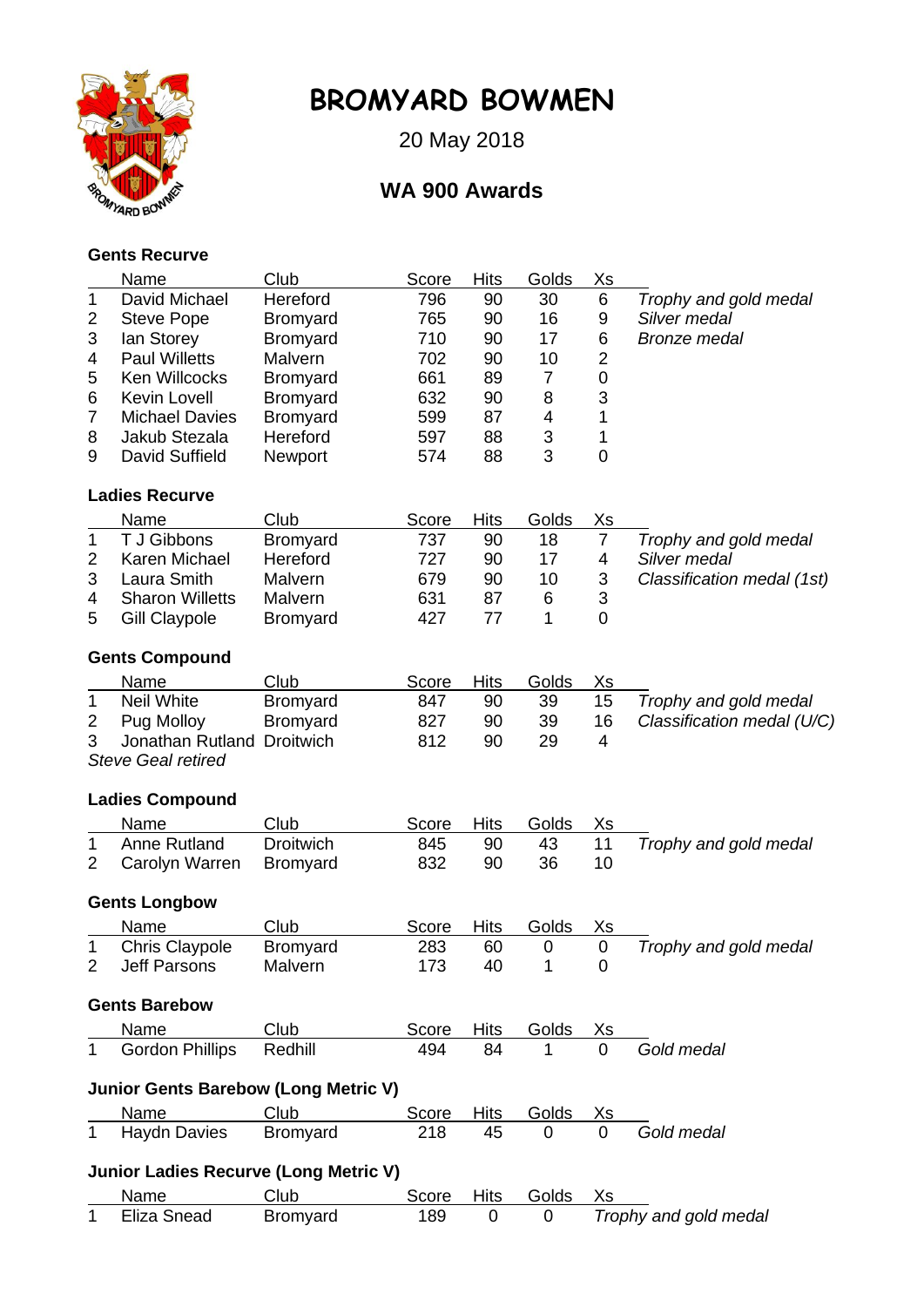# BROMYARD BOWMEN

20 May 2018

## WA 900 Awards

### Gents Recurve

| | Name | Club | Score | Hits | Golds | Xs | |
|---|---|---|---|---|---|---|---|
| 1 | David Michael | Hereford | 796 | 90 | 30 | 6 | *Trophy and gold medal* |
| 2 | Steve Pope | Bromyard | 765 | 90 | 16 | 9 | *Silver medal* |
| 3 | Ian Storey | Bromyard | 710 | 90 | 17 | 6 | *Bronze medal* |
| 4 | Paul Willetts | Malvern | 702 | 90 | 10 | 2 | |
| 5 | Ken Willcocks | Bromyard | 661 | 89 | 7 | 0 | |
| 6 | Kevin Lovell | Bromyard | 632 | 90 | 8 | 3 | |
| 7 | Michael Davies | Bromyard | 599 | 87 | 4 | 1 | |
| 8 | Jakub Stezala | Hereford | 597 | 88 | 3 | 1 | |
| 9 | David Suffield | Newport | 574 | 88 | 3 | 0 | |

### Ladies Recurve

| | Name | Club | Score | Hits | Golds | Xs | |
|---|---|---|---|---|---|---|---|
| 1 | T J Gibbons | Bromyard | 737 | 90 | 18 | 7 | *Trophy and gold medal* |
| 2 | Karen Michael | Hereford | 727 | 90 | 17 | 4 | *Silver medal* |
| 3 | Laura Smith | Malvern | 679 | 90 | 10 | 3 | *Classification medal (1st)* |
| 4 | Sharon Willetts | Malvern | 631 | 87 | 6 | 3 | |
| 5 | Gill Claypole | Bromyard | 427 | 77 | 1 | 0 | |

### Gents Compound

| | Name | Club | Score | Hits | Golds | Xs | |
|---|---|---|---|---|---|---|---|
| 1 | Neil White | Bromyard | 847 | 90 | 39 | 15 | *Trophy and gold medal* |
| 2 | Pug Molloy | Bromyard | 827 | 90 | 39 | 16 | *Classification medal (U/C)* |
| 3 | Jonathan Rutland | Droitwich | 812 | 90 | 29 | 4 | |

*Steve Geal retired*

### Ladies Compound

| | Name | Club | Score | Hits | Golds | Xs | |
|---|---|---|---|---|---|---|---|
| 1 | Anne Rutland | Droitwich | 845 | 90 | 43 | 11 | *Trophy and gold medal* |
| 2 | Carolyn Warren | Bromyard | 832 | 90 | 36 | 10 | |

### Gents Longbow

| | Name | Club | Score | Hits | Golds | Xs | |
|---|---|---|---|---|---|---|---|
| 1 | Chris Claypole | Bromyard | 283 | 60 | 0 | 0 | *Trophy and gold medal* |
| 2 | Jeff Parsons | Malvern | 173 | 40 | 1 | 0 | |

### Gents Barebow

| | Name | Club | Score | Hits | Golds | Xs | |
|---|---|---|---|---|---|---|---|
| 1 | Gordon Phillips | Redhill | 494 | 84 | 1 | 0 | *Gold medal* |

### Junior Gents Barebow (Long Metric V)

| | Name | Club | Score | Hits | Golds | Xs | |
|---|---|---|---|---|---|---|---|
| 1 | Haydn Davies | Bromyard | 218 | 45 | 0 | 0 | *Gold medal* |

### Junior Ladies Recurve (Long Metric V)

| | Name | Club | Score | Hits | Golds | Xs |
|---|---|---|---|---|---|---|
| 1 | Eliza Snead | Bromyard | 189 | 0 | 0 | *Trophy and gold medal* |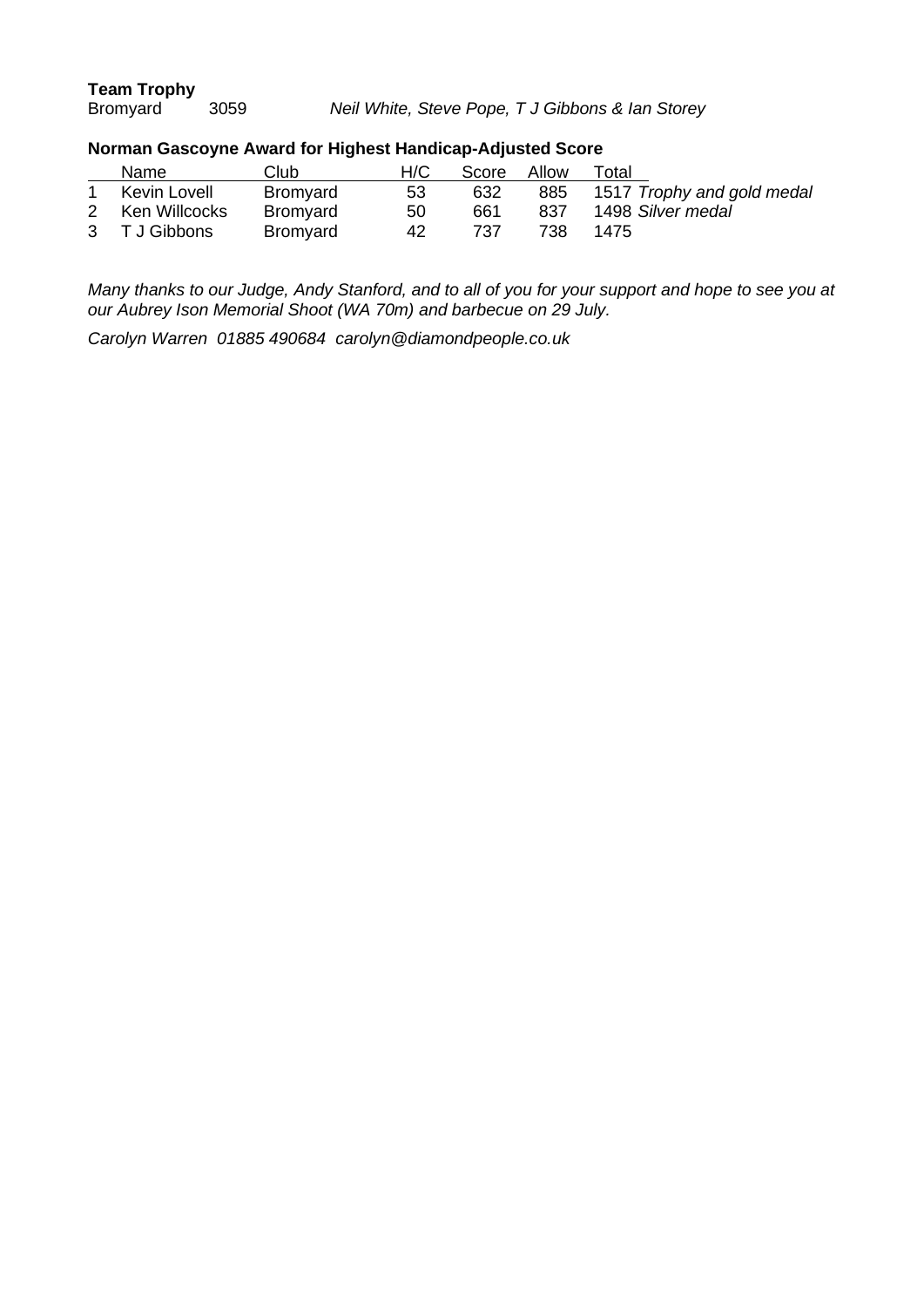**Team Trophy**

| | | |
|---|---|---|
| Bromyard | 3059 | *Neil White, Steve Pope, T J Gibbons & Ian Storey* |

**Norman Gascoyne Award for Highest Handicap-Adjusted Score**

| | Name | Club | H/C | Score | Allow | Total |
|---|---|---|---|---|---|---|
| 1 | Kevin Lovell | Bromyard | 53 | 632 | 885 | 1517 *Trophy and gold medal* |
| 2 | Ken Willcocks | Bromyard | 50 | 661 | 837 | 1498 *Silver medal* |
| 3 | T J Gibbons | Bromyard | 42 | 737 | 738 | 1475 |

*Many thanks to our Judge, Andy Stanford, and to all of you for your support and hope to see you at our Aubrey Ison Memorial Shoot (WA 70m) and barbecue on 29 July.*

*Carolyn Warren 01885 490684 carolyn@diamondpeople.co.uk*